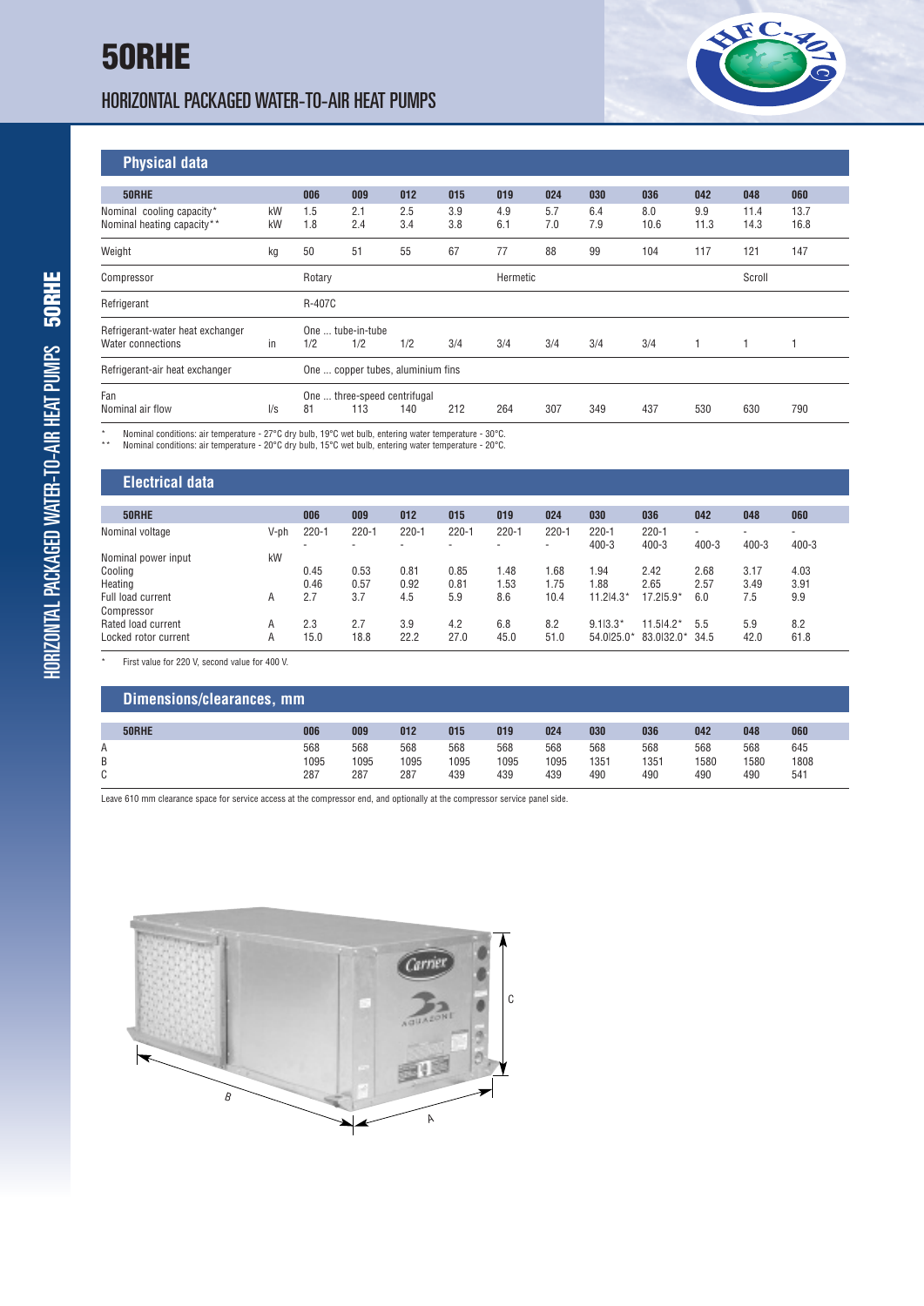# 50RHE

## HORIZONTAL PACKAGED WATER-TO-AIR HEAT PUMPS

### Physical data

| 50RHE | | 006 | 009 | 012 | 015 | 019 | 024 | 030 | 036 | 042 | 048 | 060 |
|---|---|---|---|---|---|---|---|---|---|---|---|---|
| Nominal cooling capacity* | kW | 1.5 | 2.1 | 2.5 | 3.9 | 4.9 | 5.7 | 6.4 | 8.0 | 9.9 | 11.4 | 13.7 |
| Nominal heating capacity** | kW | 1.8 | 2.4 | 3.4 | 3.8 | 6.1 | 7.0 | 7.9 | 10.6 | 11.3 | 14.3 | 16.8 |
| Weight | kg | 50 | 51 | 55 | 67 | 77 | 88 | 99 | 104 | 117 | 121 | 147 |
| Compressor | | Rotary | | | | Hermetic | | | | | Scroll | |
| Refrigerant | | R-407C | | | | | | | | | | |
| Refrigerant-water heat exchanger | | One ... tube-in-tube | | | | | | | | | | |
| Water connections | in | 1/2 | 1/2 | 1/2 | 3/4 | 3/4 | 3/4 | 3/4 | 3/4 | 1 | 1 | 1 |
| Refrigerant-air heat exchanger | | One ... copper tubes, aluminium fins | | | | | | | | | | |
| Fan | | One ... three-speed centrifugal | | | | | | | | | | |
| Nominal air flow | l/s | 81 | 113 | 140 | 212 | 264 | 307 | 349 | 437 | 530 | 630 | 790 |

\* Nominal conditions: air temperature - 27°C dry bulb, 19°C wet bulb, entering water temperature - 30°C.
\*\* Nominal conditions: air temperature - 20°C dry bulb, 15°C wet bulb, entering water temperature - 20°C.

### Electrical data

| 50RHE | | 006 | 009 | 012 | 015 | 019 | 024 | 030 | 036 | 042 | 048 | 060 |
|---|---|---|---|---|---|---|---|---|---|---|---|---|
| Nominal voltage | V-ph | 220-1 | 220-1 | 220-1 | 220-1 | 220-1 | 220-1 | 220-1 | 220-1 | - | - | - |
| | | - | - | - | - | - | - | 400-3 | 400-3 | 400-3 | 400-3 | 400-3 |
| Nominal power input | kW | | | | | | | | | | | |
| Cooling | | 0.45 | 0.53 | 0.81 | 0.85 | 1.48 | 1.68 | 1.94 | 2.42 | 2.68 | 3.17 | 4.03 |
| Heating | | 0.46 | 0.57 | 0.92 | 0.81 | 1.53 | 1.75 | 1.88 | 2.65 | 2.57 | 3.49 | 3.91 |
| Full load current | A | 2.7 | 3.7 | 4.5 | 5.9 | 8.6 | 10.4 | 11.2\|4.3* | 17.2\|5.9* | 6.0 | 7.5 | 9.9 |
| Compressor | | | | | | | | | | | | |
| Rated load current | A | 2.3 | 2.7 | 3.9 | 4.2 | 6.8 | 8.2 | 9.1\|3.3* | 11.5\|4.2* | 5.5 | 5.9 | 8.2 |
| Locked rotor current | A | 15.0 | 18.8 | 22.2 | 27.0 | 45.0 | 51.0 | 54.0\|25.0* | 83.0\|32.0* | 34.5 | 42.0 | 61.8 |

\* First value for 220 V, second value for 400 V.

### Dimensions/clearances, mm

| 50RHE | 006 | 009 | 012 | 015 | 019 | 024 | 030 | 036 | 042 | 048 | 060 |
|---|---|---|---|---|---|---|---|---|---|---|---|
| A | 568 | 568 | 568 | 568 | 568 | 568 | 568 | 568 | 568 | 568 | 645 |
| B | 1095 | 1095 | 1095 | 1095 | 1095 | 1095 | 1351 | 1351 | 1580 | 1580 | 1808 |
| C | 287 | 287 | 287 | 439 | 439 | 439 | 490 | 490 | 490 | 490 | 541 |

Leave 610 mm clearance space for service access at the compressor end, and optionally at the compressor service panel side.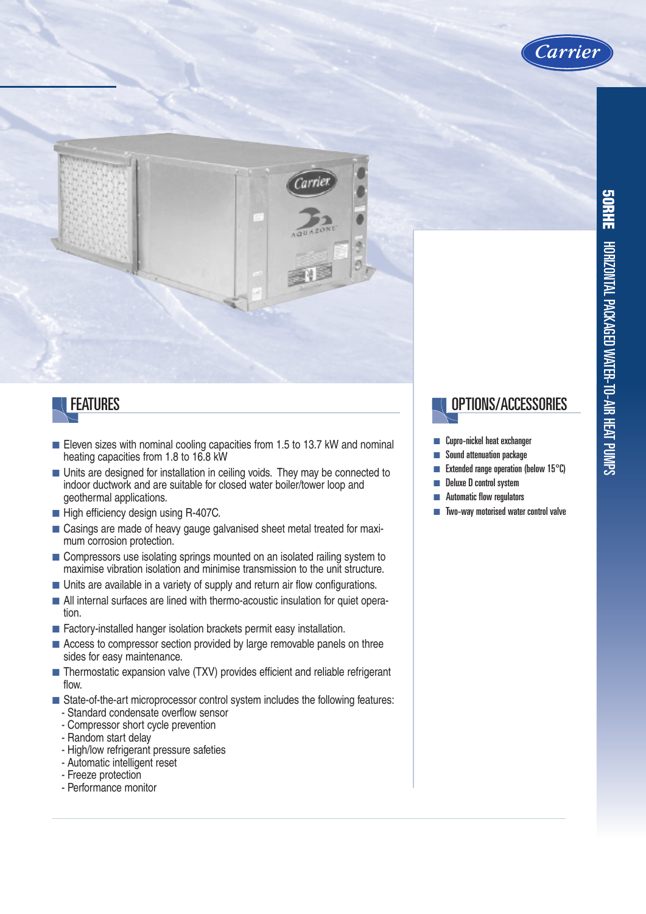# 50RHE HORIZONTAL PACKAGED WATER-TO-AIR HEAT PUMPS

## FEATURES

- Eleven sizes with nominal cooling capacities from 1.5 to 13.7 kW and nominal heating capacities from 1.8 to 16.8 kW
- Units are designed for installation in ceiling voids. They may be connected to indoor ductwork and are suitable for closed water boiler/tower loop and geothermal applications.
- High efficiency design using R-407C.
- Casings are made of heavy gauge galvanised sheet metal treated for maximum corrosion protection.
- Compressors use isolating springs mounted on an isolated railing system to maximise vibration isolation and minimise transmission to the unit structure.
- Units are available in a variety of supply and return air flow configurations.
- All internal surfaces are lined with thermo-acoustic insulation for quiet operation.
- Factory-installed hanger isolation brackets permit easy installation.
- Access to compressor section provided by large removable panels on three sides for easy maintenance.
- Thermostatic expansion valve (TXV) provides efficient and reliable refrigerant flow.
- State-of-the-art microprocessor control system includes the following features:
  - Standard condensate overflow sensor
  - Compressor short cycle prevention
  - Random start delay
  - High/low refrigerant pressure safeties
  - Automatic intelligent reset
  - Freeze protection
  - Performance monitor

## OPTIONS/ACCESSORIES

- Cupro-nickel heat exchanger
- Sound attenuation package
- Extended range operation (below 15°C)
- Deluxe D control system
- Automatic flow regulators
- Two-way motorised water control valve